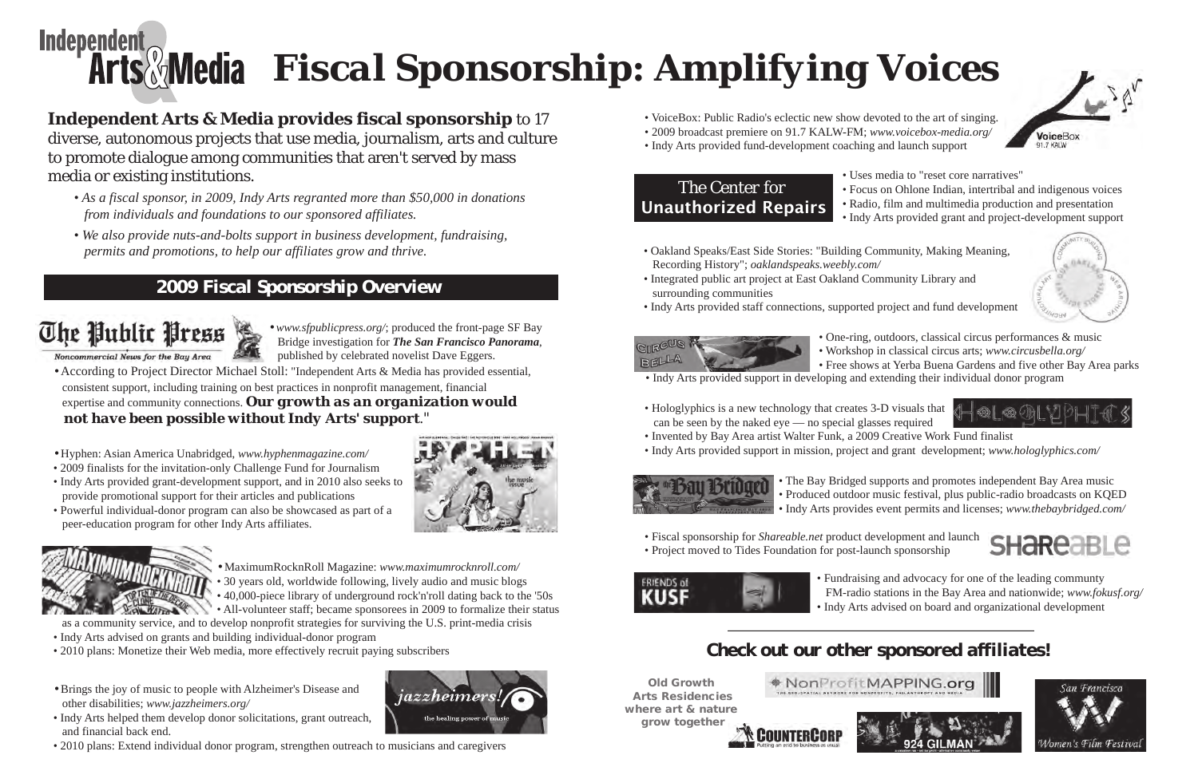# Independent Arts & Media — Fiscal Sponsorship: Amplifying Voices

**Independent Arts & Media provides fiscal sponsorship** to 17 diverse, autonomous projects that use media, journalism, arts and culture to promote dialogue among communities that aren't served by mass media or existing institutions.

- *As a fiscal sponsor, in 2009, Indy Arts regranted more than $50,000 in donations from individuals and foundations to our sponsored affiliates.*
- *We also provide nuts-and-bolts support in business development, fundraising, permits and promotions, to help our affiliates grow and thrive.*

## 2009 Fiscal Sponsorship Overview

**The Public Press** — Noncommercial News for the Bay Area

- *www.sfpublicpress.org/*; produced the front-page SF Bay Bridge investigation for ***The San Francisco Panorama***, published by celebrated novelist Dave Eggers.
- According to Project Director Michael Stoll: "Independent Arts & Media has provided essential, consistent support, including training on best practices in nonprofit management, financial expertise and community connections. ***Our growth as an organization would not have been possible without Indy Arts' support***."

**Hyphen**

- Hyphen: Asian America Unabridged, *www.hyphenmagazine.com/*
- 2009 finalists for the invitation-only Challenge Fund for Journalism
- Indy Arts provided grant-development support, and in 2010 also seeks to provide promotional support for their articles and publications
- Powerful individual-donor program can also be showcased as part of a peer-education program for other Indy Arts affiliates.

**MaximumRocknRoll**

- MaximumRocknRoll Magazine: *www.maximumrocknroll.com/*
- 30 years old, worldwide following, lively audio and music blogs
- 40,000-piece library of underground rock'n'roll dating back to the '50s
- All-volunteer staff; became sponsorees in 2009 to formalize their status as a community service, and to develop nonprofit strategies for surviving the U.S. print-media crisis
- Indy Arts advised on grants and building individual-donor program
- 2010 plans: Monetize their Web media, more effectively recruit paying subscribers

**jazzheimers!** — the healing power of music

- Brings the joy of music to people with Alzheimer's Disease and other disabilities; *www.jazzheimers.org/*
- Indy Arts helped them develop donor solicitations, grant outreach, and financial back end.
- 2010 plans: Extend individual donor program, strengthen outreach to musicians and caregivers

**VoiceBox** — 91.7 KALW

- VoiceBox: Public Radio's eclectic new show devoted to the art of singing.
- 2009 broadcast premiere on 91.7 KALW-FM; *www.voicebox-media.org/*
- Indy Arts provided fund-development coaching and launch support

**The Center for Unauthorized Repairs**

- Uses media to "reset core narratives"
- Focus on Ohlone Indian, intertribal and indigenous voices
- Radio, film and multimedia production and presentation
- Indy Arts provided grant and project-development support

**Oakland Speaks**

- Oakland Speaks/East Side Stories: "Building Community, Making Meaning, Recording History"; *oaklandspeaks.weebly.com/*
- Integrated public art project at East Oakland Community Library and surrounding communities
- Indy Arts provided staff connections, supported project and fund development

**Circus Bella**

- One-ring, outdoors, classical circus performances & music
- Workshop in classical circus arts; *www.circusbella.org/*
- Free shows at Yerba Buena Gardens and five other Bay Area parks
- Indy Arts provided support in developing and extending their individual donor program

**Hologlyphics**

- Hologlyphics is a new technology that creates 3-D visuals that can be seen by the naked eye — no special glasses required
- Invented by Bay Area artist Walter Funk, a 2009 Creative Work Fund finalist
- Indy Arts provided support in mission, project and grant development; *www.hologlyphics.com/*

**The Bay Bridged**

- The Bay Bridged supports and promotes independent Bay Area music
- Produced outdoor music festival, plus public-radio broadcasts on KQED
- Indy Arts provides event permits and licenses; *www.thebaybridged.com/*

**Shareable**

- Fiscal sponsorship for *Shareable.net* product development and launch
- Project moved to Tides Foundation for post-launch sponsorship

**Friends of KUSF**

- Fundraising and advocacy for one of the leading communty FM-radio stations in the Bay Area and nationwide; *www.fokusf.org/*
- Indy Arts advised on board and organizational development

## Check out our other sponsored affiliates!

- Old Growth Arts Residencies — where art & nature grow together
- NonProfitMAPPING.org
- CounterCorp — Putting an end to business as usual
- 924 Gilman
- San Francisco Women's Film Festival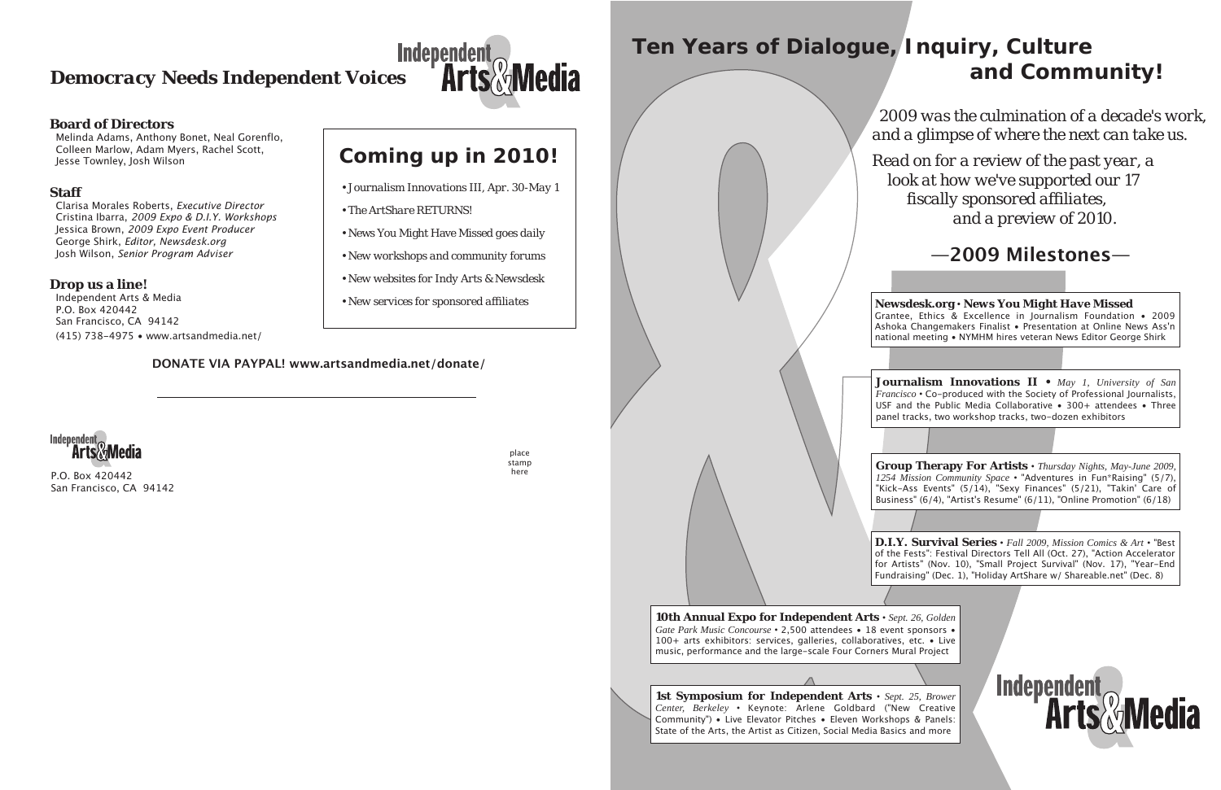## *Democracy Needs Independent Voices*

Independent Arts & Media

### Board of Directors

Melinda Adams, Anthony Bonet, Neal Gorenflo, Colleen Marlow, Adam Myers, Rachel Scott, Jesse Townley, Josh Wilson

### Staff

Clarisa Morales Roberts, *Executive Director*
Cristina Ibarra, *2009 Expo & D.I.Y. Workshops*
Jessica Brown, *2009 Expo Event Producer*
George Shirk, *Editor, Newsdesk.org*
Josh Wilson, *Senior Program Adviser*

### Drop us a line!

Independent Arts & Media
P.O. Box 420442
San Francisco, CA 94142
(415) 738-4975 • www.artsandmedia.net/

## Coming up in 2010!

- Journalism Innovations III, Apr. 30-May 1
- The ArtShare RETURNS!
- News You Might Have Missed goes daily
- New workshops and community forums
- New websites for Indy Arts & Newsdesk
- New services for sponsored affiliates

**DONATE VIA PAYPAL! www.artsandmedia.net/donate/**

Independent Arts & Media
P.O. Box 420442
San Francisco, CA 94142

place stamp here

# Ten Years of Dialogue, Inquiry, Culture and Community!

2009 was the culmination of a decade's work, and a glimpse of where the next can take us.

*Read on for a review of the past year, a look at how we've supported our 17 fiscally sponsored affiliates, and a preview of 2010.*

## —2009 Milestones—

**Newsdesk.org • News You Might Have Missed**
Grantee, Ethics & Excellence in Journalism Foundation • 2009 Ashoka Changemakers Finalist • Presentation at Online News Ass'n national meeting • NYMHM hires veteran News Editor George Shirk

**Journalism Innovations II** • *May 1, University of San Francisco* • Co-produced with the Society of Professional Journalists, USF and the Public Media Collaborative • 300+ attendees • Three panel tracks, two workshop tracks, two-dozen exhibitors

**Group Therapy For Artists** • *Thursday Nights, May-June 2009, 1254 Mission Community Space* • "Adventures in Fun*Raising" (5/7), "Kick-Ass Events" (5/14), "Sexy Finances" (5/21), "Takin' Care of Business" (6/4), "Artist's Resume" (6/11), "Online Promotion" (6/18)

**D.I.Y. Survival Series** • *Fall 2009, Mission Comics & Art* • "Best of the Fests": Festival Directors Tell All (Oct. 27), "Action Accelerator for Artists" (Nov. 10), "Small Project Survival" (Nov. 17), "Year-End Fundraising" (Dec. 1), "Holiday ArtShare w/ Shareable.net" (Dec. 8)

**10th Annual Expo for Independent Arts** • *Sept. 26, Golden Gate Park Music Concourse* • 2,500 attendees • 18 event sponsors • 100+ arts exhibitors: services, galleries, collaboratives, etc. • Live music, performance and the large-scale Four Corners Mural Project

**1st Symposium for Independent Arts** • *Sept. 25, Brower Center, Berkeley* • Keynote: Arlene Goldbard ("New Creative Community") • Live Elevator Pitches • Eleven Workshops & Panels: State of the Arts, the Artist as Citizen, Social Media Basics and more

Independent Arts & Media